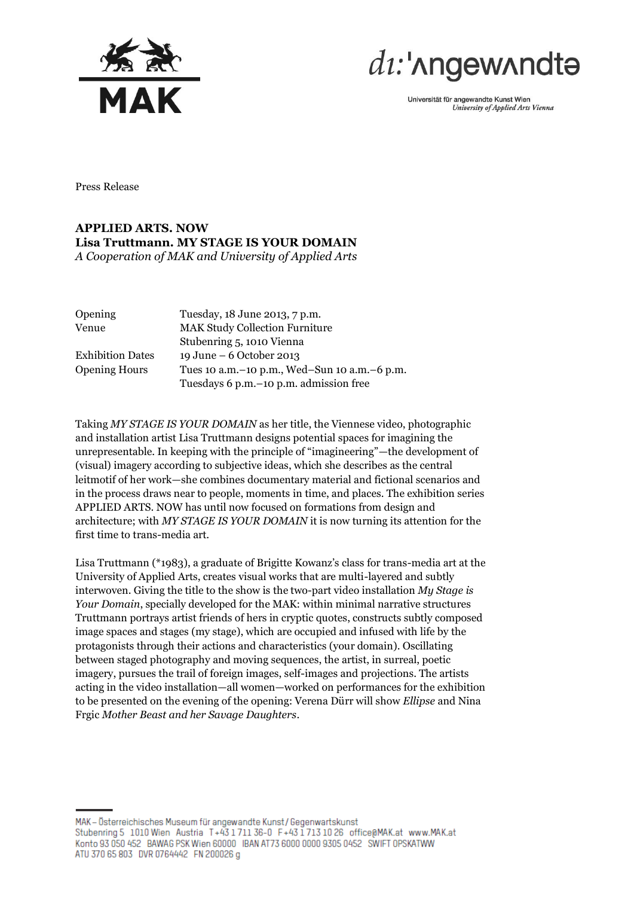Press Release

**APPLIED ARTS. NOW**
**Lisa Truttmann. MY STAGE IS YOUR DOMAIN**
*A Cooperation of MAK and University of Applied Arts*

| | |
|---|---|
| Opening | Tuesday, 18 June 2013, 7 p.m. |
| Venue | MAK Study Collection Furniture<br>Stubenring 5, 1010 Vienna |
| Exhibition Dates | 19 June – 6 October 2013 |
| Opening Hours | Tues 10 a.m.–10 p.m., Wed–Sun 10 a.m.–6 p.m.<br>Tuesdays 6 p.m.–10 p.m. admission free |

Taking *MY STAGE IS YOUR DOMAIN* as her title, the Viennese video, photographic and installation artist Lisa Truttmann designs potential spaces for imagining the unrepresentable. In keeping with the principle of "imagineering"—the development of (visual) imagery according to subjective ideas, which she describes as the central leitmotif of her work—she combines documentary material and fictional scenarios and in the process draws near to people, moments in time, and places. The exhibition series APPLIED ARTS. NOW has until now focused on formations from design and architecture; with *MY STAGE IS YOUR DOMAIN* it is now turning its attention for the first time to trans-media art.

Lisa Truttmann (*1983), a graduate of Brigitte Kowanz's class for trans-media art at the University of Applied Arts, creates visual works that are multi-layered and subtly interwoven. Giving the title to the show is the two-part video installation *My Stage is Your Domain*, specially developed for the MAK: within minimal narrative structures Truttmann portrays artist friends of hers in cryptic quotes, constructs subtly composed image spaces and stages (my stage), which are occupied and infused with life by the protagonists through their actions and characteristics (your domain). Oscillating between staged photography and moving sequences, the artist, in surreal, poetic imagery, pursues the trail of foreign images, self-images and projections. The artists acting in the video installation—all women—worked on performances for the exhibition to be presented on the evening of the opening: Verena Dürr will show *Ellipse* and Nina Frgic *Mother Beast and her Savage Daughters*.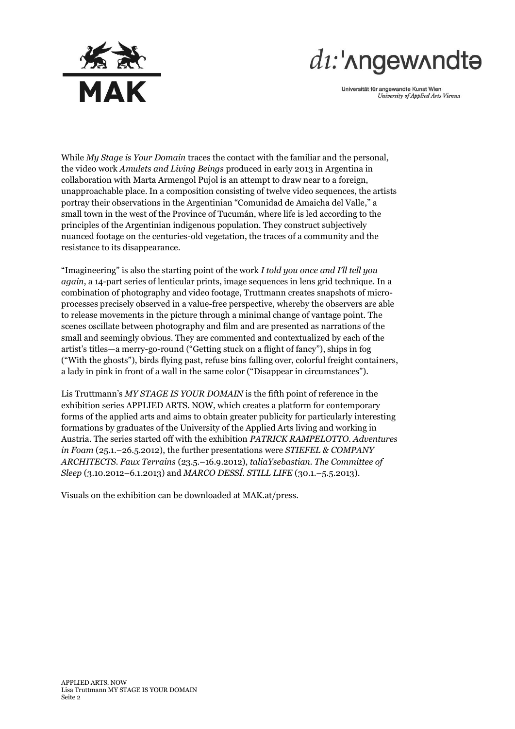While *My Stage is Your Domain* traces the contact with the familiar and the personal, the video work *Amulets and Living Beings* produced in early 2013 in Argentina in collaboration with Marta Armengol Pujol is an attempt to draw near to a foreign, unapproachable place. In a composition consisting of twelve video sequences, the artists portray their observations in the Argentinian "Comunidad de Amaicha del Valle," a small town in the west of the Province of Tucumán, where life is led according to the principles of the Argentinian indigenous population. They construct subjectively nuanced footage on the centuries-old vegetation, the traces of a community and the resistance to its disappearance.

"Imagineering" is also the starting point of the work *I told you once and I'll tell you again*, a 14-part series of lenticular prints, image sequences in lens grid technique. In a combination of photography and video footage, Truttmann creates snapshots of micro-processes precisely observed in a value-free perspective, whereby the observers are able to release movements in the picture through a minimal change of vantage point. The scenes oscillate between photography and film and are presented as narrations of the small and seemingly obvious. They are commented and contextualized by each of the artist's titles—a merry-go-round ("Getting stuck on a flight of fancy"), ships in fog ("With the ghosts"), birds flying past, refuse bins falling over, colorful freight containers, a lady in pink in front of a wall in the same color ("Disappear in circumstances").

Lis Truttmann's *MY STAGE IS YOUR DOMAIN* is the fifth point of reference in the exhibition series APPLIED ARTS. NOW, which creates a platform for contemporary forms of the applied arts and aims to obtain greater publicity for particularly interesting formations by graduates of the University of the Applied Arts living and working in Austria. The series started off with the exhibition *PATRICK RAMPELOTTO. Adventures in Foam* (25.1.–26.5.2012), the further presentations were *STIEFEL & COMPANY ARCHITECTS. Faux Terrains* (23.5.–16.9.2012), *taliaYsebastian. The Committee of Sleep* (3.10.2012–6.1.2013) and *MARCO DESSÍ. STILL LIFE* (30.1.–5.5.2013).

Visuals on the exhibition can be downloaded at MAK.at/press.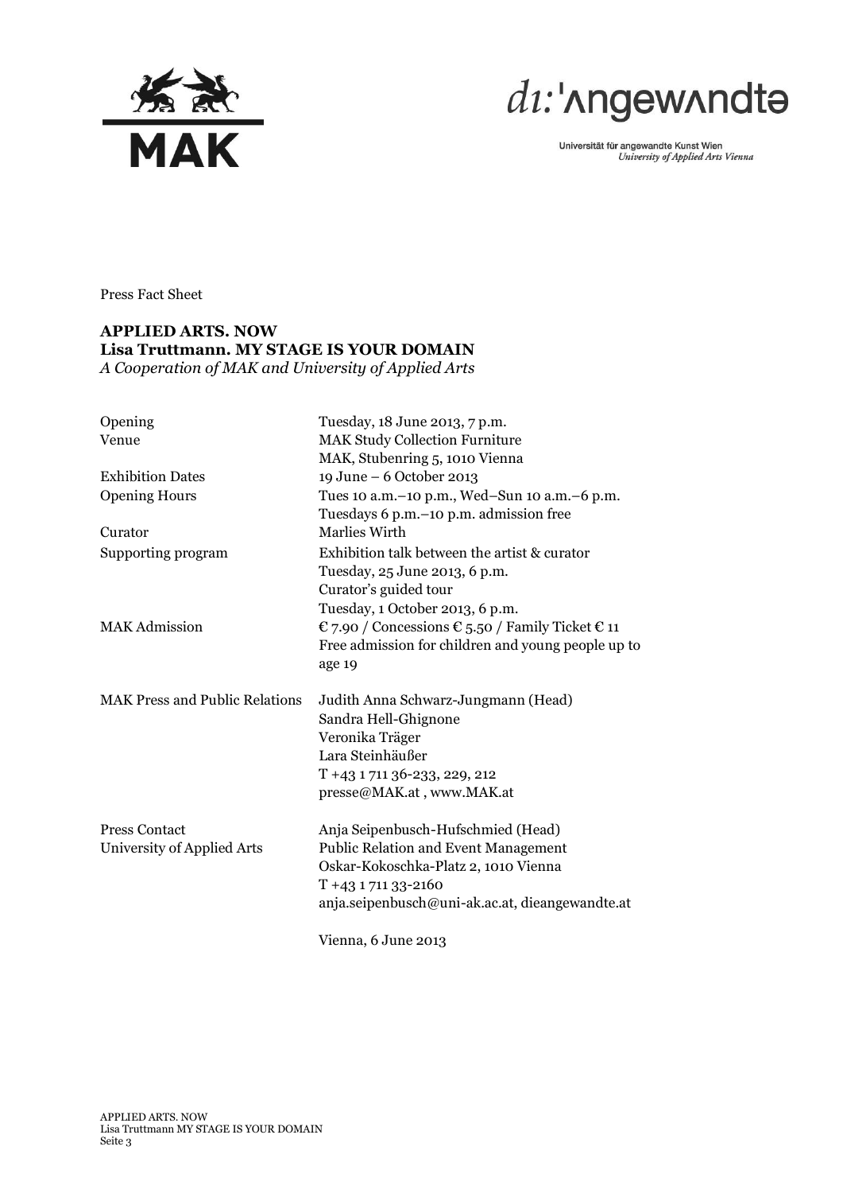Press Fact Sheet

**APPLIED ARTS. NOW**
**Lisa Truttmann. MY STAGE IS YOUR DOMAIN**
*A Cooperation of MAK and University of Applied Arts*

| | |
|---|---|
| Opening | Tuesday, 18 June 2013, 7 p.m. |
| Venue | MAK Study Collection Furniture<br>MAK, Stubenring 5, 1010 Vienna |
| Exhibition Dates | 19 June – 6 October 2013 |
| Opening Hours | Tues 10 a.m.–10 p.m., Wed–Sun 10 a.m.–6 p.m.<br>Tuesdays 6 p.m.–10 p.m. admission free |
| Curator | Marlies Wirth |
| Supporting program | Exhibition talk between the artist & curator<br>Tuesday, 25 June 2013, 6 p.m.<br>Curator's guided tour<br>Tuesday, 1 October 2013, 6 p.m. |
| MAK Admission | € 7.90 / Concessions € 5.50 / Family Ticket € 11<br>Free admission for children and young people up to age 19 |
| MAK Press and Public Relations | Judith Anna Schwarz-Jungmann (Head)<br>Sandra Hell-Ghignone<br>Veronika Träger<br>Lara Steinhäußer<br>T +43 1 711 36-233, 229, 212<br>presse@MAK.at , www.MAK.at |
| Press Contact<br>University of Applied Arts | Anja Seipenbusch-Hufschmied (Head)<br>Public Relation and Event Management<br>Oskar-Kokoschka-Platz 2, 1010 Vienna<br>T +43 1 711 33-2160<br>anja.seipenbusch@uni-ak.ac.at, dieangewandte.at |

Vienna, 6 June 2013